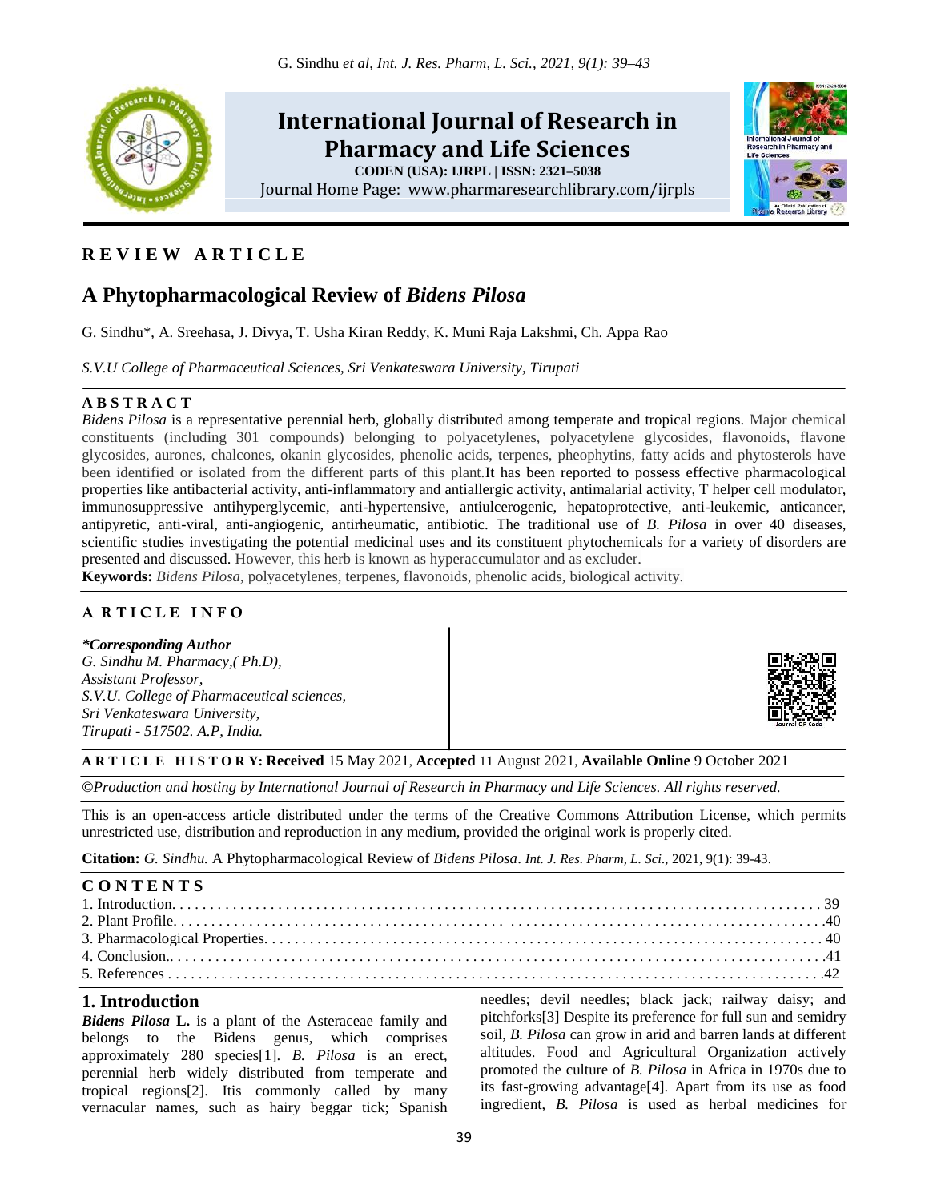# International Journal of Research in Pharmacy and Life Sciences

**CODEN (USA): IJRPL | ISSN: 2321–5038**

Journal Home Page: www.pharmaresearchlibrary.com/ijrpls

**REVIEW ARTICLE**

## A Phytopharmacological Review of *Bidens Pilosa*

G. Sindhu*, A. Sreehasa, J. Divya, T. Usha Kiran Reddy, K. Muni Raja Lakshmi, Ch. Appa Rao

*S.V.U College of Pharmaceutical Sciences, Sri Venkateswara University, Tirupati*

**ABSTRACT**

*Bidens Pilosa* is a representative perennial herb, globally distributed among temperate and tropical regions. Major chemical constituents (including 301 compounds) belonging to polyacetylenes, polyacetylene glycosides, flavonoids, flavone glycosides, aurones, chalcones, okanin glycosides, phenolic acids, terpenes, pheophytins, fatty acids and phytosterols have been identified or isolated from the different parts of this plant.It has been reported to possess effective pharmacological properties like antibacterial activity, anti-inflammatory and antiallergic activity, antimalarial activity, T helper cell modulator, immunosuppressive antihyperglycemic, anti-hypertensive, antiulcerogenic, hepatoprotective, anti-leukemic, anticancer, antipyretic, anti-viral, anti-angiogenic, antirheumatic, antibiotic. The traditional use of *B. Pilosa* in over 40 diseases, scientific studies investigating the potential medicinal uses and its constituent phytochemicals for a variety of disorders are presented and discussed. However, this herb is known as hyperaccumulator and as excluder.

**Keywords:** *Bidens Pilosa*, polyacetylenes, terpenes, flavonoids, phenolic acids, biological activity.

**ARTICLE INFO**

***Corresponding Author***
*G. Sindhu M. Pharmacy,( Ph.D),*
*Assistant Professor,*
*S.V.U. College of Pharmaceutical sciences,*
*Sri Venkateswara University,*
*Tirupati - 517502. A.P, India.*

**ARTICLE HISTORY: Received** 15 May 2021, **Accepted** 11 August 2021, **Available Online** 9 October 2021

***©****Production and hosting by International Journal of Research in Pharmacy and Life Sciences. All rights reserved.*

This is an open-access article distributed under the terms of the Creative Commons Attribution License, which permits unrestricted use, distribution and reproduction in any medium, provided the original work is properly cited.

**Citation:** *G. Sindhu.* A Phytopharmacological Review of *Bidens Pilosa*. *Int. J. Res. Pharm, L. Sci.,* 2021, 9(1): 39-43.

**CONTENTS**

1. Introduction. . . . . 39
2. Plant Profile. . . . . 40
3. Pharmacological Properties. . . . . 40
4. Conclusion.. . . . . 41
5. References . . . . . 42

## 1. Introduction

***Bidens Pilosa* L.** is a plant of the Asteraceae family and belongs to the Bidens genus, which comprises approximately 280 species[1]. *B. Pilosa* is an erect, perennial herb widely distributed from temperate and tropical regions[2]. Itis commonly called by many vernacular names, such as hairy beggar tick; Spanish needles; devil needles; black jack; railway daisy; and pitchforks[3] Despite its preference for full sun and semidry soil, *B. Pilosa* can grow in arid and barren lands at different altitudes. Food and Agricultural Organization actively promoted the culture of *B. Pilosa* in Africa in 1970s due to its fast-growing advantage[4]. Apart from its use as food ingredient, *B. Pilosa* is used as herbal medicines for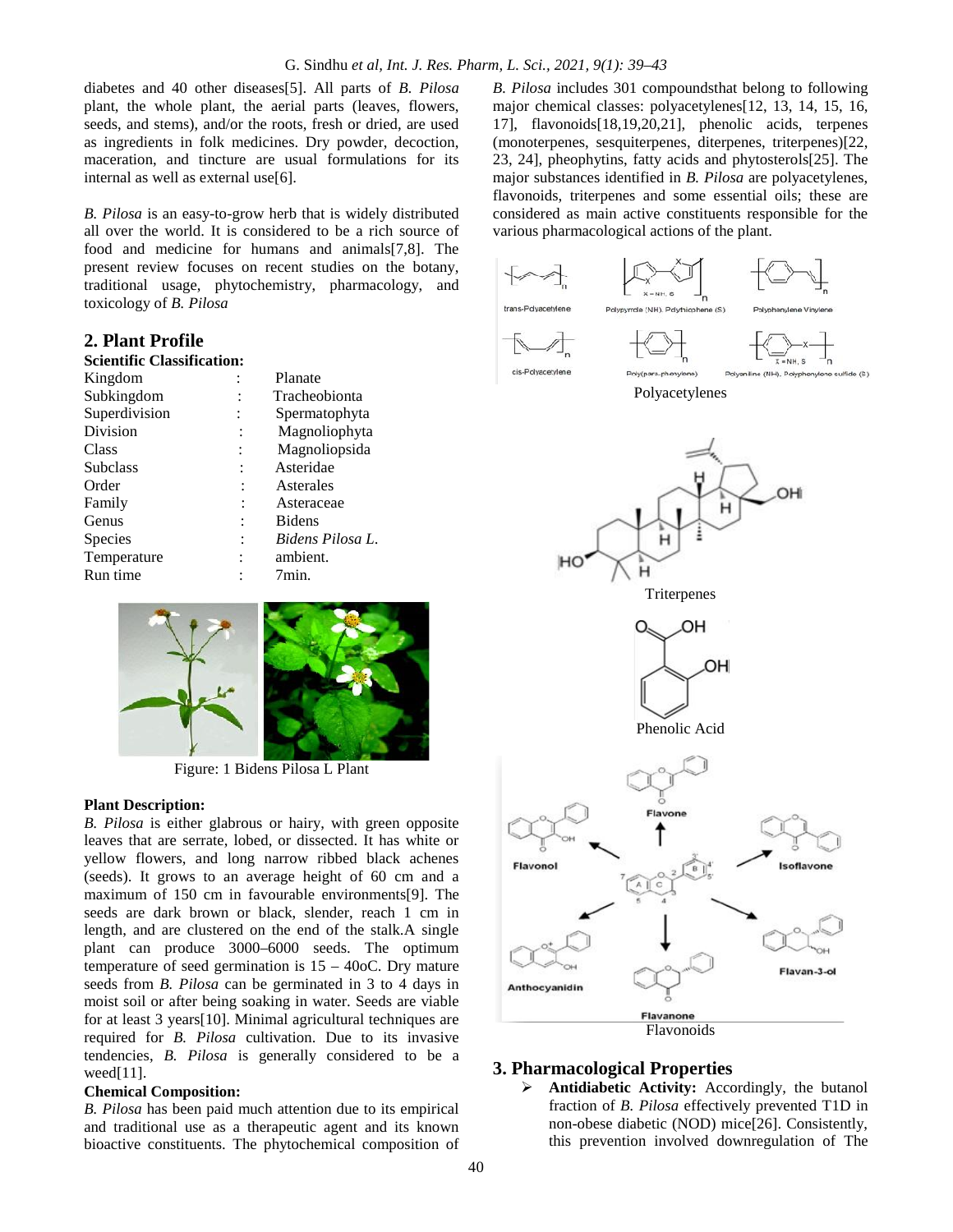diabetes and 40 other diseases[5]. All parts of *B. Pilosa* plant, the whole plant, the aerial parts (leaves, flowers, seeds, and stems), and/or the roots, fresh or dried, are used as ingredients in folk medicines. Dry powder, decoction, maceration, and tincture are usual formulations for its internal as well as external use[6].

*B. Pilosa* is an easy-to-grow herb that is widely distributed all over the world. It is considered to be a rich source of food and medicine for humans and animals[7,8]. The present review focuses on recent studies on the botany, traditional usage, phytochemistry, pharmacology, and toxicology of *B. Pilosa*

## 2. Plant Profile

**Scientific Classification:**

| | | |
|---|---|---|
| Kingdom | : | Planate |
| Subkingdom | : | Tracheobionta |
| Superdivision | : | Spermatophyta |
| Division | : | Magnoliophyta |
| Class | : | Magnoliopsida |
| Subclass | : | Asteridae |
| Order | : | Asterales |
| Family | : | Asteraceae |
| Genus | : | Bidens |
| Species | : | *Bidens Pilosa L.* |
| Temperature | : | ambient. |
| Run time | : | 7min. |

Figure: 1 Bidens Pilosa L Plant

**Plant Description:**

*B. Pilosa* is either glabrous or hairy, with green opposite leaves that are serrate, lobed, or dissected. It has white or yellow flowers, and long narrow ribbed black achenes (seeds). It grows to an average height of 60 cm and a maximum of 150 cm in favourable environments[9]. The seeds are dark brown or black, slender, reach 1 cm in length, and are clustered on the end of the stalk.A single plant can produce 3000–6000 seeds. The optimum temperature of seed germination is 15 – 40oC. Dry mature seeds from *B. Pilosa* can be germinated in 3 to 4 days in moist soil or after being soaking in water. Seeds are viable for at least 3 years[10]. Minimal agricultural techniques are required for *B. Pilosa* cultivation. Due to its invasive tendencies, *B. Pilosa* is generally considered to be a weed[11].

**Chemical Composition:**

*B. Pilosa* has been paid much attention due to its empirical and traditional use as a therapeutic agent and its known bioactive constituents. The phytochemical composition of *B. Pilosa* includes 301 compoundsthat belong to following major chemical classes: polyacetylenes[12, 13, 14, 15, 16, 17], flavonoids[18,19,20,21], phenolic acids, terpenes (monoterpenes, sesquiterpenes, diterpenes, triterpenes)[22, 23, 24], pheophytins, fatty acids and phytosterols[25]. The major substances identified in *B. Pilosa* are polyacetylenes, flavonoids, triterpenes and some essential oils; these are considered as main active constituents responsible for the various pharmacological actions of the plant.

Polyacetylenes

Triterpenes

Phenolic Acid

Flavonoids

## 3. Pharmacological Properties

- **Antidiabetic Activity:** Accordingly, the butanol fraction of *B. Pilosa* effectively prevented T1D in non-obese diabetic (NOD) mice[26]. Consistently, this prevention involved downregulation of The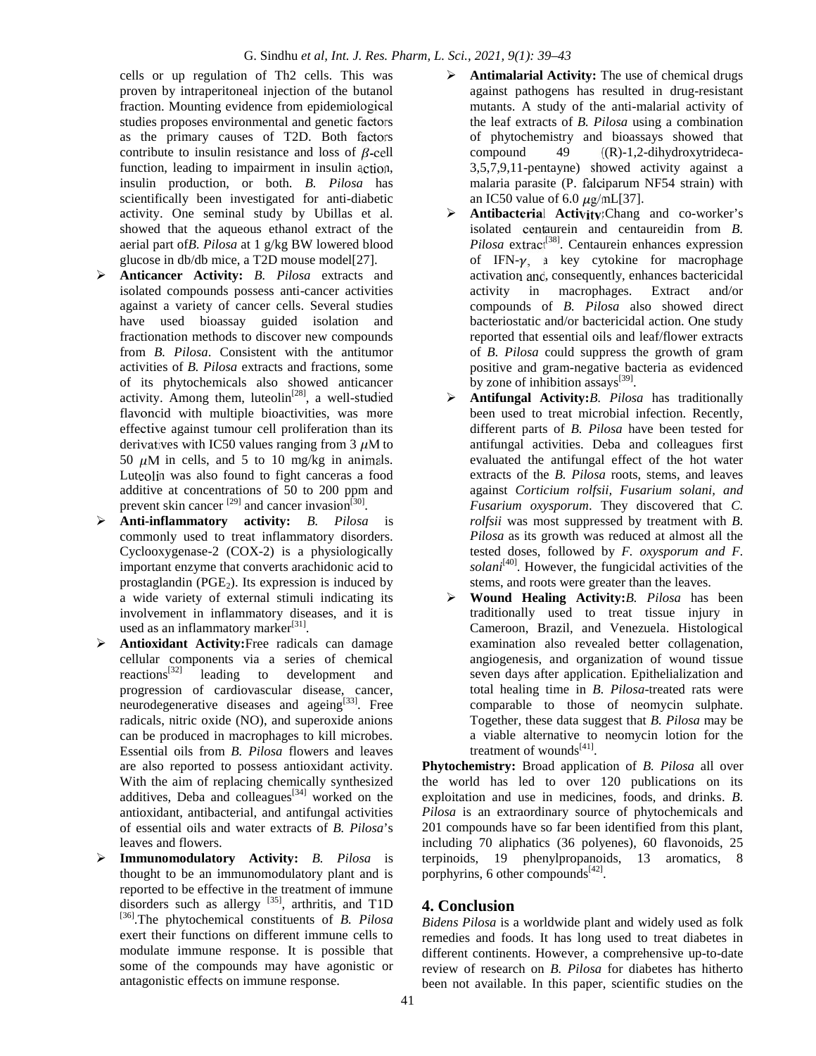cells or up regulation of Th2 cells. This was proven by intraperitoneal injection of the butanol fraction. Mounting evidence from epidemiological studies proposes environmental and genetic factors as the primary causes of T2D. Both factors contribute to insulin resistance and loss of $\beta$-cell function, leading to impairment in insulin action, insulin production, or both. *B. Pilosa* has scientifically been investigated for anti-diabetic activity. One seminal study by Ubillas et al. showed that the aqueous ethanol extract of the aerial part of*B. Pilosa* at 1 g/kg BW lowered blood glucose in db/db mice, a T2D mouse model[27].

- **Anticancer Activity:** *B. Pilosa* extracts and isolated compounds possess anti-cancer activities against a variety of cancer cells. Several studies have used bioassay guided isolation and fractionation methods to discover new compounds from *B. Pilosa*. Consistent with the antitumor activities of *B. Pilosa* extracts and fractions, some of its phytochemicals also showed anticancer activity. Among them, luteolin[28], a well-studied flavoncid with multiple bioactivities, was more effective against tumour cell proliferation than its derivatives with IC50 values ranging from 3 $\mu$M to 50 $\mu$M in cells, and 5 to 10 mg/kg in animals. Luteolin was also found to fight canceras a food additive at concentrations of 50 to 200 ppm and prevent skin cancer [29] and cancer invasion[30].
- **Anti-inflammatory activity:** *B. Pilosa* is commonly used to treat inflammatory disorders. Cyclooxygenase-2 (COX-2) is a physiologically important enzyme that converts arachidonic acid to prostaglandin ($PGE_2$). Its expression is induced by a wide variety of external stimuli indicating its involvement in inflammatory diseases, and it is used as an inflammatory marker[31].
- **Antioxidant Activity:**Free radicals can damage cellular components via a series of chemical reactions[32] leading to development and progression of cardiovascular disease, cancer, neurodegenerative diseases and ageing[33]. Free radicals, nitric oxide (NO), and superoxide anions can be produced in macrophages to kill microbes. Essential oils from *B. Pilosa* flowers and leaves are also reported to possess antioxidant activity. With the aim of replacing chemically synthesized additives, Deba and colleagues[34] worked on the antioxidant, antibacterial, and antifungal activities of essential oils and water extracts of *B. Pilosa*'s leaves and flowers.
- **Immunomodulatory Activity:** *B. Pilosa* is thought to be an immunomodulatory plant and is reported to be effective in the treatment of immune disorders such as allergy [35], arthritis, and T1D [36].The phytochemical constituents of *B. Pilosa* exert their functions on different immune cells to modulate immune response. It is possible that some of the compounds may have agonistic or antagonistic effects on immune response.
- **Antimalarial Activity:** The use of chemical drugs against pathogens has resulted in drug-resistant mutants. A study of the anti-malarial activity of the leaf extracts of *B. Pilosa* using a combination of phytochemistry and bioassays showed that compound 49 ((R)-1,2-dihydroxytrideca-3,5,7,9,11-pentayne) showed activity against a malaria parasite (P. falciparum NF54 strain) with an IC50 value of 6.0 $\mu$g/mL[37].
- **Antibacterial Activity:**Chang and co-worker's isolated centaurein and centaureidin from *B. Pilosa* extract[38]. Centaurein enhances expression of IFN-$\gamma$, a key cytokine for macrophage activation and, consequently, enhances bactericidal activity in macrophages. Extract and/or compounds of *B. Pilosa* also showed direct bacteriostatic and/or bactericidal action. One study reported that essential oils and leaf/flower extracts of *B. Pilosa* could suppress the growth of gram positive and gram-negative bacteria as evidenced by zone of inhibition assays[39].
- **Antifungal Activity:***B. Pilosa* has traditionally been used to treat microbial infection. Recently, different parts of *B. Pilosa* have been tested for antifungal activities. Deba and colleagues first evaluated the antifungal effect of the hot water extracts of the *B. Pilosa* roots, stems, and leaves against *Corticium rolfsii*, *Fusarium solani*, *and Fusarium oxysporum*. They discovered that *C. rolfsii* was most suppressed by treatment with *B. Pilosa* as its growth was reduced at almost all the tested doses, followed by *F. oxysporum and F. solani*[40]. However, the fungicidal activities of the stems, and roots were greater than the leaves.
- **Wound Healing Activity:***B. Pilosa* has been traditionally used to treat tissue injury in Cameroon, Brazil, and Venezuela. Histological examination also revealed better collagenation, angiogenesis, and organization of wound tissue seven days after application. Epithelialization and total healing time in *B. Pilosa*-treated rats were comparable to those of neomycin sulphate. Together, these data suggest that *B. Pilosa* may be a viable alternative to neomycin lotion for the treatment of wounds[41].

**Phytochemistry:** Broad application of *B. Pilosa* all over the world has led to over 120 publications on its exploitation and use in medicines, foods, and drinks. *B. Pilosa* is an extraordinary source of phytochemicals and 201 compounds have so far been identified from this plant, including 70 aliphatics (36 polyenes), 60 flavonoids, 25 terpinoids, 19 phenylpropanoids, 13 aromatics, 8 porphyrins, 6 other compounds[42].

## 4. Conclusion

*Bidens Pilosa* is a worldwide plant and widely used as folk remedies and foods. It has long used to treat diabetes in different continents. However, a comprehensive up-to-date review of research on *B. Pilosa* for diabetes has hitherto been not available. In this paper, scientific studies on the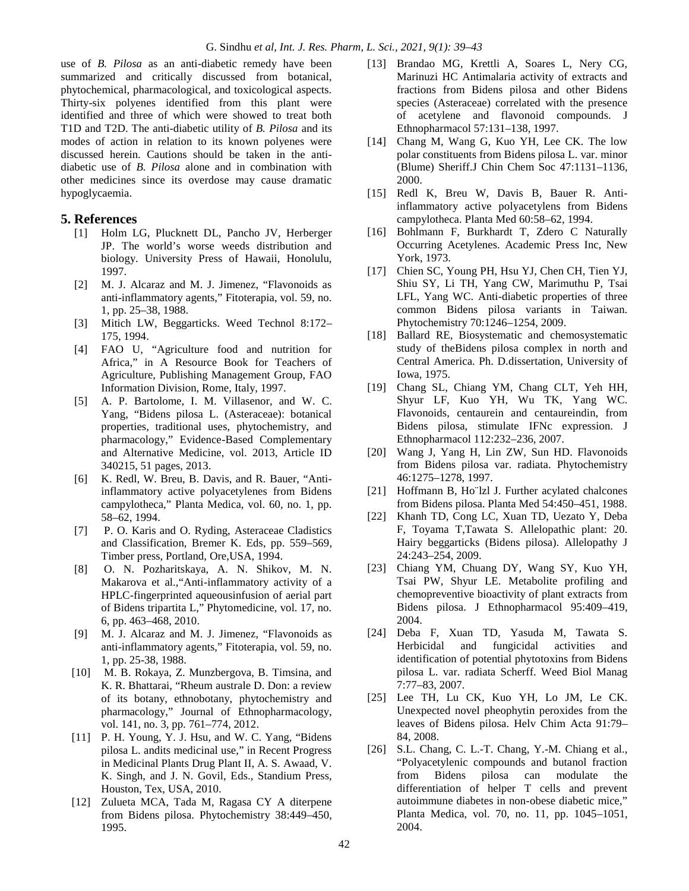use of *B. Pilosa* as an anti-diabetic remedy have been summarized and critically discussed from botanical, phytochemical, pharmacological, and toxicological aspects. Thirty-six polyenes identified from this plant were identified and three of which were showed to treat both T1D and T2D. The anti-diabetic utility of *B. Pilosa* and its modes of action in relation to its known polyenes were discussed herein. Cautions should be taken in the anti-diabetic use of *B. Pilosa* alone and in combination with other medicines since its overdose may cause dramatic hypoglycaemia.

## 5. References

[1] Holm LG, Plucknett DL, Pancho JV, Herberger JP. The world's worse weeds distribution and biology. University Press of Hawaii, Honolulu, 1997.

[2] M. J. Alcaraz and M. J. Jimenez, "Flavonoids as anti-inflammatory agents," Fitoterapia, vol. 59, no. 1, pp. 25–38, 1988.

[3] Mitich LW, Beggarticks. Weed Technol 8:172–175, 1994.

[4] FAO U, "Agriculture food and nutrition for Africa," in A Resource Book for Teachers of Agriculture, Publishing Management Group, FAO Information Division, Rome, Italy, 1997.

[5] A. P. Bartolome, I. M. Villasenor, and W. C. Yang, "Bidens pilosa L. (Asteraceae): botanical properties, traditional uses, phytochemistry, and pharmacology," Evidence-Based Complementary and Alternative Medicine, vol. 2013, Article ID 340215, 51 pages, 2013.

[6] K. Redl, W. Breu, B. Davis, and R. Bauer, "Anti-inflammatory active polyacetylenes from Bidens campylotheca," Planta Medica, vol. 60, no. 1, pp. 58–62, 1994.

[7] P. O. Karis and O. Ryding, Asteraceae Cladistics and Classification, Bremer K. Eds, pp. 559–569, Timber press, Portland, Ore,USA, 1994.

[8] O. N. Pozharitskaya, A. N. Shikov, M. N. Makarova et al.,"Anti-inflammatory activity of a HPLC-fingerprinted aqueousinfusion of aerial part of Bidens tripartita L," Phytomedicine, vol. 17, no. 6, pp. 463–468, 2010.

[9] M. J. Alcaraz and M. J. Jimenez, "Flavonoids as anti-inflammatory agents," Fitoterapia, vol. 59, no. 1, pp. 25-38, 1988.

[10] M. B. Rokaya, Z. Munzbergova, B. Timsina, and K. R. Bhattarai, "Rheum australe D. Don: a review of its botany, ethnobotany, phytochemistry and pharmacology," Journal of Ethnopharmacology, vol. 141, no. 3, pp. 761–774, 2012.

[11] P. H. Young, Y. J. Hsu, and W. C. Yang, "Bidens pilosa L. andits medicinal use," in Recent Progress in Medicinal Plants Drug Plant II, A. S. Awaad, V. K. Singh, and J. N. Govil, Eds., Standium Press, Houston, Tex, USA, 2010.

[12] Zulueta MCA, Tada M, Ragasa CY A diterpene from Bidens pilosa. Phytochemistry 38:449–450, 1995.

[13] Brandao MG, Krettli A, Soares L, Nery CG, Marinuzi HC Antimalaria activity of extracts and fractions from Bidens pilosa and other Bidens species (Asteraceae) correlated with the presence of acetylene and flavonoid compounds. J Ethnopharmacol 57:131–138, 1997.

[14] Chang M, Wang G, Kuo YH, Lee CK. The low polar constituents from Bidens pilosa L. var. minor (Blume) Sheriff.J Chin Chem Soc 47:1131–1136, 2000.

[15] Redl K, Breu W, Davis B, Bauer R. Anti-inflammatory active polyacetylens from Bidens campylotheca. Planta Med 60:58–62, 1994.

[16] Bohlmann F, Burkhardt T, Zdero C Naturally Occurring Acetylenes. Academic Press Inc, New York, 1973.

[17] Chien SC, Young PH, Hsu YJ, Chen CH, Tien YJ, Shiu SY, Li TH, Yang CW, Marimuthu P, Tsai LFL, Yang WC. Anti-diabetic properties of three common Bidens pilosa variants in Taiwan. Phytochemistry 70:1246–1254, 2009.

[18] Ballard RE, Biosystematic and chemosystematic study of theBidens pilosa complex in north and Central America. Ph. D.dissertation, University of Iowa, 1975.

[19] Chang SL, Chiang YM, Chang CLT, Yeh HH, Shyur LF, Kuo YH, Wu TK, Yang WC. Flavonoids, centaurein and centaureindin, from Bidens pilosa, stimulate IFNc expression. J Ethnopharmacol 112:232–236, 2007.

[20] Wang J, Yang H, Lin ZW, Sun HD. Flavonoids from Bidens pilosa var. radiata. Phytochemistry 46:1275–1278, 1997.

[21] Hoffmann B, Ho¨lzl J. Further acylated chalcones from Bidens pilosa. Planta Med 54:450–451, 1988.

[22] Khanh TD, Cong LC, Xuan TD, Uezato Y, Deba F, Toyama T,Tawata S. Allelopathic plant: 20. Hairy beggarticks (Bidens pilosa). Allelopathy J 24:243–254, 2009.

[23] Chiang YM, Chuang DY, Wang SY, Kuo YH, Tsai PW, Shyur LE. Metabolite profiling and chemopreventive bioactivity of plant extracts from Bidens pilosa. J Ethnopharmacol 95:409–419, 2004.

[24] Deba F, Xuan TD, Yasuda M, Tawata S. Herbicidal and fungicidal activities and identification of potential phytotoxins from Bidens pilosa L. var. radiata Scherff. Weed Biol Manag 7:77–83, 2007.

[25] Lee TH, Lu CK, Kuo YH, Lo JM, Le CK. Unexpected novel pheophytin peroxides from the leaves of Bidens pilosa. Helv Chim Acta 91:79–84, 2008.

[26] S.L. Chang, C. L.-T. Chang, Y.-M. Chiang et al., "Polyacetylenic compounds and butanol fraction from Bidens pilosa can modulate the differentiation of helper T cells and prevent autoimmune diabetes in non-obese diabetic mice," Planta Medica, vol. 70, no. 11, pp. 1045–1051, 2004.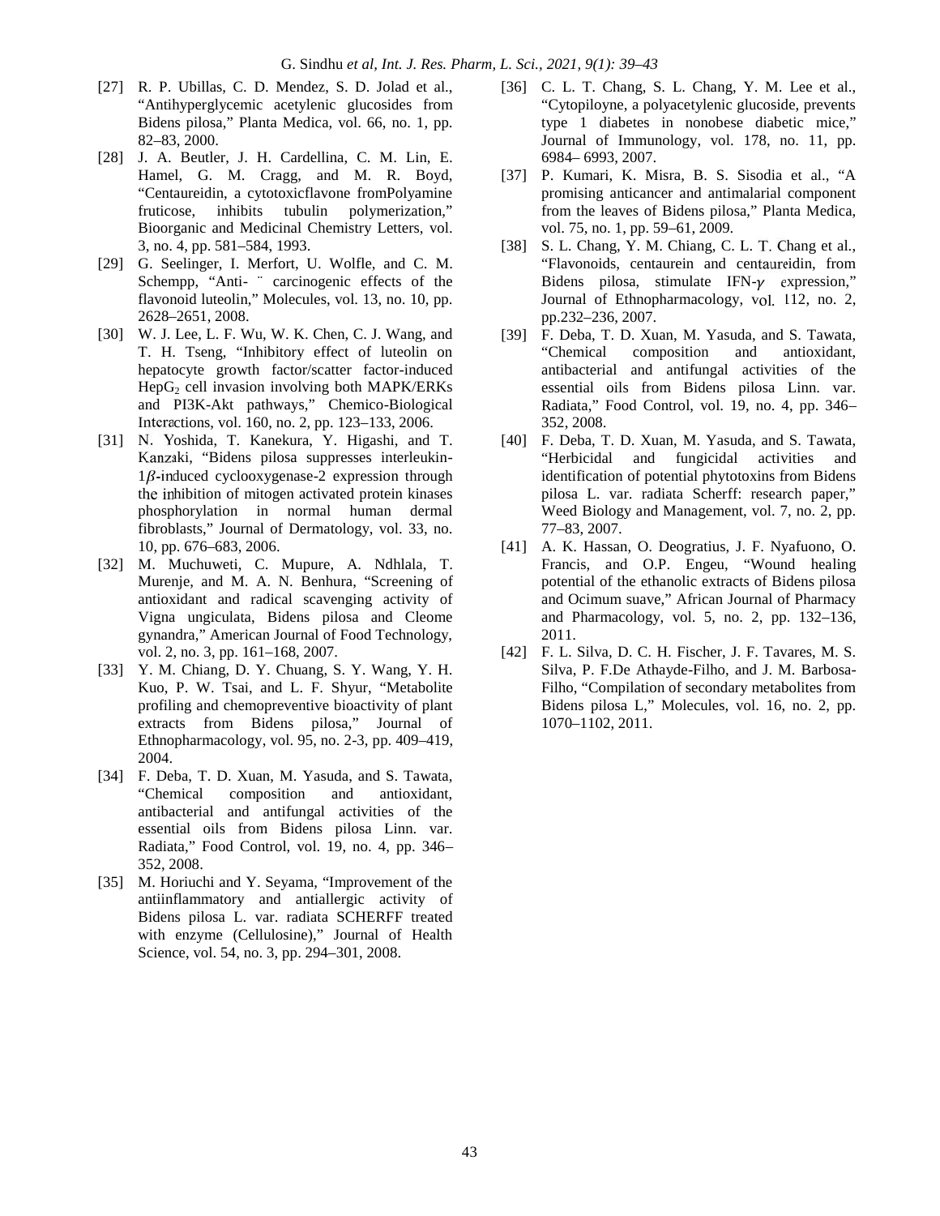[27] R. P. Ubillas, C. D. Mendez, S. D. Jolad et al., "Antihyperglycemic acetylenic glucosides from Bidens pilosa," Planta Medica, vol. 66, no. 1, pp. 82–83, 2000.

[28] J. A. Beutler, J. H. Cardellina, C. M. Lin, E. Hamel, G. M. Cragg, and M. R. Boyd, "Centaureidin, a cytotoxicflavone fromPolyamine fruticose, inhibits tubulin polymerization," Bioorganic and Medicinal Chemistry Letters, vol. 3, no. 4, pp. 581–584, 1993.

[29] G. Seelinger, I. Merfort, U. Wolfle, and C. M. Schempp, "Anti- ̈ carcinogenic effects of the flavonoid luteolin," Molecules, vol. 13, no. 10, pp. 2628–2651, 2008.

[30] W. J. Lee, L. F. Wu, W. K. Chen, C. J. Wang, and T. H. Tseng, "Inhibitory effect of luteolin on hepatocyte growth factor/scatter factor-induced $HepG_2$ cell invasion involving both MAPK/ERKs and PI3K-Akt pathways," Chemico-Biological Interactions, vol. 160, no. 2, pp. 123–133, 2006.

[31] N. Yoshida, T. Kanekura, Y. Higashi, and T. Kanzaki, "Bidens pilosa suppresses interleukin-$1\beta$-induced cyclooxygenase-2 expression through the inhibition of mitogen activated protein kinases phosphorylation in normal human dermal fibroblasts," Journal of Dermatology, vol. 33, no. 10, pp. 676–683, 2006.

[32] M. Muchuweti, C. Mupure, A. Ndhlala, T. Murenje, and M. A. N. Benhura, "Screening of antioxidant and radical scavenging activity of Vigna ungiculata, Bidens pilosa and Cleome gynandra," American Journal of Food Technology, vol. 2, no. 3, pp. 161–168, 2007.

[33] Y. M. Chiang, D. Y. Chuang, S. Y. Wang, Y. H. Kuo, P. W. Tsai, and L. F. Shyur, "Metabolite profiling and chemopreventive bioactivity of plant extracts from Bidens pilosa," Journal of Ethnopharmacology, vol. 95, no. 2-3, pp. 409–419, 2004.

[34] F. Deba, T. D. Xuan, M. Yasuda, and S. Tawata, "Chemical composition and antioxidant, antibacterial and antifungal activities of the essential oils from Bidens pilosa Linn. var. Radiata," Food Control, vol. 19, no. 4, pp. 346–352, 2008.

[35] M. Horiuchi and Y. Seyama, "Improvement of the antiinflammatory and antiallergic activity of Bidens pilosa L. var. radiata SCHERFF treated with enzyme (Cellulosine)," Journal of Health Science, vol. 54, no. 3, pp. 294–301, 2008.

[36] C. L. T. Chang, S. L. Chang, Y. M. Lee et al., "Cytopiloyne, a polyacetylenic glucoside, prevents type 1 diabetes in nonobese diabetic mice," Journal of Immunology, vol. 178, no. 11, pp. 6984– 6993, 2007.

[37] P. Kumari, K. Misra, B. S. Sisodia et al., "A promising anticancer and antimalarial component from the leaves of Bidens pilosa," Planta Medica, vol. 75, no. 1, pp. 59–61, 2009.

[38] S. L. Chang, Y. M. Chiang, C. L. T. Chang et al., "Flavonoids, centaurein and centaureidin, from Bidens pilosa, stimulate IFN-$\gamma$ expression," Journal of Ethnopharmacology, vol. 112, no. 2, pp.232–236, 2007.

[39] F. Deba, T. D. Xuan, M. Yasuda, and S. Tawata, "Chemical composition and antioxidant, antibacterial and antifungal activities of the essential oils from Bidens pilosa Linn. var. Radiata," Food Control, vol. 19, no. 4, pp. 346–352, 2008.

[40] F. Deba, T. D. Xuan, M. Yasuda, and S. Tawata, "Herbicidal and fungicidal activities and identification of potential phytotoxins from Bidens pilosa L. var. radiata Scherff: research paper," Weed Biology and Management, vol. 7, no. 2, pp. 77–83, 2007.

[41] A. K. Hassan, O. Deogratius, J. F. Nyafuono, O. Francis, and O.P. Engeu, "Wound healing potential of the ethanolic extracts of Bidens pilosa and Ocimum suave," African Journal of Pharmacy and Pharmacology, vol. 5, no. 2, pp. 132–136, 2011.

[42] F. L. Silva, D. C. H. Fischer, J. F. Tavares, M. S. Silva, P. F.De Athayde-Filho, and J. M. Barbosa-Filho, "Compilation of secondary metabolites from Bidens pilosa L," Molecules, vol. 16, no. 2, pp. 1070–1102, 2011.